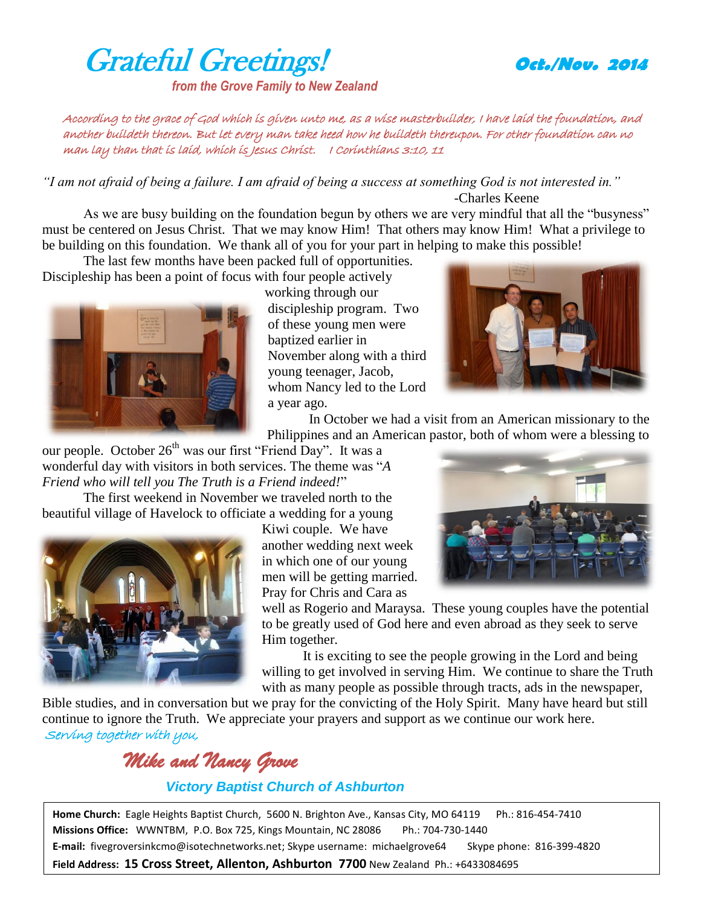# Grateful Greetings!

**Oct./Nov. 2014**

***from the Grove Family to New Zealand***

*According to the grace of God which is given unto me, as a wise masterbuilder, I have laid the foundation, and another buildeth thereon. But let every man take heed how he buildeth thereupon. For other foundation can no man lay than that is laid, which is Jesus Christ. I Corinthians 3:10, 11*

*"I am not afraid of being a failure. I am afraid of being a success at something God is not interested in."*
-Charles Keene

As we are busy building on the foundation begun by others we are very mindful that all the "busyness" must be centered on Jesus Christ. That we may know Him! That others may know Him! What a privilege to be building on this foundation. We thank all of you for your part in helping to make this possible!

The last few months have been packed full of opportunities. Discipleship has been a point of focus with four people actively working through our discipleship program. Two of these young men were baptized earlier in November along with a third young teenager, Jacob, whom Nancy led to the Lord a year ago.

In October we had a visit from an American missionary to the Philippines and an American pastor, both of whom were a blessing to our people. October 26th was our first "Friend Day". It was a wonderful day with visitors in both services. The theme was "*A Friend who will tell you The Truth is a Friend indeed!*"

The first weekend in November we traveled north to the beautiful village of Havelock to officiate a wedding for a young Kiwi couple. We have another wedding next week in which one of our young men will be getting married. Pray for Chris and Cara as well as Rogerio and Maraysa. These young couples have the potential to be greatly used of God here and even abroad as they seek to serve Him together.

It is exciting to see the people growing in the Lord and being willing to get involved in serving Him. We continue to share the Truth with as many people as possible through tracts, ads in the newspaper, Bible studies, and in conversation but we pray for the convicting of the Holy Spirit. Many have heard but still continue to ignore the Truth. We appreciate your prayers and support as we continue our work here.

*Serving together with you,*

*Mike and Nancy Grove*

***Victory Baptist Church of Ashburton***

**Home Church:** Eagle Heights Baptist Church, 5600 N. Brighton Ave., Kansas City, MO 64119 Ph.: 816-454-7410
**Missions Office:** WWNTBM, P.O. Box 725, Kings Mountain, NC 28086 Ph.: 704-730-1440
**E-mail:** fivegroversinkcmo@isotechnetworks.net; Skype username: michaelgrove64 Skype phone: 816-399-4820
**Field Address: 15 Cross Street, Allenton, Ashburton 7700** New Zealand Ph.: +6433084695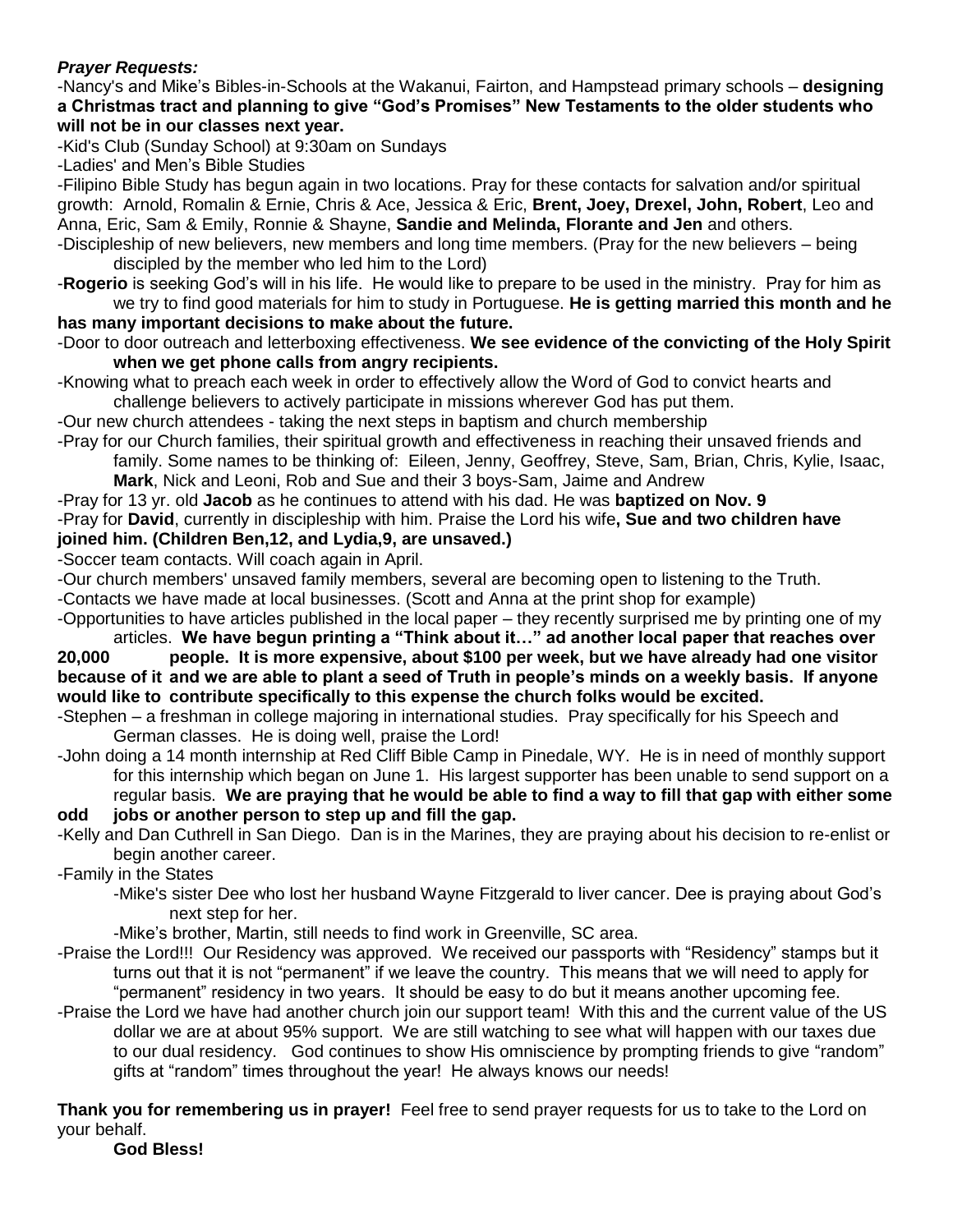***Prayer Requests:***

-Nancy's and Mike's Bibles-in-Schools at the Wakanui, Fairton, and Hampstead primary schools – **designing a Christmas tract and planning to give "God's Promises" New Testaments to the older students who will not be in our classes next year.**

-Kid's Club (Sunday School) at 9:30am on Sundays

-Ladies' and Men's Bible Studies

-Filipino Bible Study has begun again in two locations. Pray for these contacts for salvation and/or spiritual growth: Arnold, Romalin & Ernie, Chris & Ace, Jessica & Eric, **Brent, Joey, Drexel, John, Robert**, Leo and Anna, Eric, Sam & Emily, Ronnie & Shayne, **Sandie and Melinda, Florante and Jen** and others.

-Discipleship of new believers, new members and long time members. (Pray for the new believers – being discipled by the member who led him to the Lord)

-**Rogerio** is seeking God's will in his life. He would like to prepare to be used in the ministry. Pray for him as we try to find good materials for him to study in Portuguese. **He is getting married this month and he has many important decisions to make about the future.**

-Door to door outreach and letterboxing effectiveness. **We see evidence of the convicting of the Holy Spirit when we get phone calls from angry recipients.**

-Knowing what to preach each week in order to effectively allow the Word of God to convict hearts and challenge believers to actively participate in missions wherever God has put them.

-Our new church attendees - taking the next steps in baptism and church membership

-Pray for our Church families, their spiritual growth and effectiveness in reaching their unsaved friends and family. Some names to be thinking of: Eileen, Jenny, Geoffrey, Steve, Sam, Brian, Chris, Kylie, Isaac, **Mark**, Nick and Leoni, Rob and Sue and their 3 boys-Sam, Jaime and Andrew

-Pray for 13 yr. old **Jacob** as he continues to attend with his dad. He was **baptized on Nov. 9**

-Pray for **David**, currently in discipleship with him. Praise the Lord his wife**, Sue and two children have joined him. (Children Ben,12, and Lydia,9, are unsaved.)**

-Soccer team contacts. Will coach again in April.

-Our church members' unsaved family members, several are becoming open to listening to the Truth.

-Contacts we have made at local businesses. (Scott and Anna at the print shop for example)

-Opportunities to have articles published in the local paper – they recently surprised me by printing one of my articles. **We have begun printing a "Think about it…" ad another local paper that reaches over 20,000 people. It is more expensive, about $100 per week, but we have already had one visitor because of it and we are able to plant a seed of Truth in people's minds on a weekly basis. If anyone would like to contribute specifically to this expense the church folks would be excited.**

-Stephen – a freshman in college majoring in international studies. Pray specifically for his Speech and German classes. He is doing well, praise the Lord!

-John doing a 14 month internship at Red Cliff Bible Camp in Pinedale, WY. He is in need of monthly support for this internship which began on June 1. His largest supporter has been unable to send support on a regular basis. **We are praying that he would be able to find a way to fill that gap with either some odd jobs or another person to step up and fill the gap.**

-Kelly and Dan Cuthrell in San Diego. Dan is in the Marines, they are praying about his decision to re-enlist or begin another career.

-Family in the States

- -Mike's sister Dee who lost her husband Wayne Fitzgerald to liver cancer. Dee is praying about God's next step for her.
- -Mike's brother, Martin, still needs to find work in Greenville, SC area.

-Praise the Lord!!! Our Residency was approved. We received our passports with "Residency" stamps but it turns out that it is not "permanent" if we leave the country. This means that we will need to apply for "permanent" residency in two years. It should be easy to do but it means another upcoming fee.

-Praise the Lord we have had another church join our support team! With this and the current value of the US dollar we are at about 95% support. We are still watching to see what will happen with our taxes due to our dual residency. God continues to show His omniscience by prompting friends to give "random" gifts at "random" times throughout the year! He always knows our needs!

**Thank you for remembering us in prayer!** Feel free to send prayer requests for us to take to the Lord on your behalf.

**God Bless!**